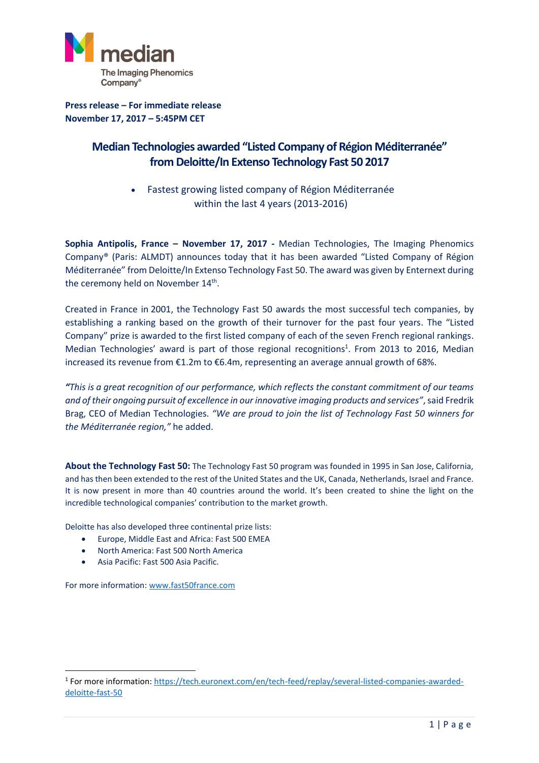median
The Imaging Phenomics Company®

**Press release – For immediate release**
**November 17, 2017 – 5:45PM CET**

# Median Technologies awarded "Listed Company of Région Méditerranée" from Deloitte/In Extenso Technology Fast 50 2017

- Fastest growing listed company of Région Méditerranée within the last 4 years (2013-2016)

**Sophia Antipolis, France – November 17, 2017 -** Median Technologies, The Imaging Phenomics Company® (Paris: ALMDT) announces today that it has been awarded "Listed Company of Région Méditerranée" from Deloitte/In Extenso Technology Fast 50. The award was given by Enternext during the ceremony held on November 14th.

Created in France in 2001, the Technology Fast 50 awards the most successful tech companies, by establishing a ranking based on the growth of their turnover for the past four years. The "Listed Company" prize is awarded to the first listed company of each of the seven French regional rankings. Median Technologies' award is part of those regional recognitions[1]. From 2013 to 2016, Median increased its revenue from €1.2m to €6.4m, representing an average annual growth of 68%.

*"This is a great recognition of our performance, which reflects the constant commitment of our teams and of their ongoing pursuit of excellence in our innovative imaging products and services"*, said Fredrik Brag, CEO of Median Technologies. *"We are proud to join the list of Technology Fast 50 winners for the Méditerranée region,"* he added.

**About the Technology Fast 50:** The Technology Fast 50 program was founded in 1995 in San Jose, California, and has then been extended to the rest of the United States and the UK, Canada, Netherlands, Israel and France. It is now present in more than 40 countries around the world. It's been created to shine the light on the incredible technological companies' contribution to the market growth.

Deloitte has also developed three continental prize lists:

- Europe, Middle East and Africa: Fast 500 EMEA
- North America: Fast 500 North America
- Asia Pacific: Fast 500 Asia Pacific.

For more information: www.fast50france.com

[1] For more information: https://tech.euronext.com/en/tech-feed/replay/several-listed-companies-awarded-deloitte-fast-50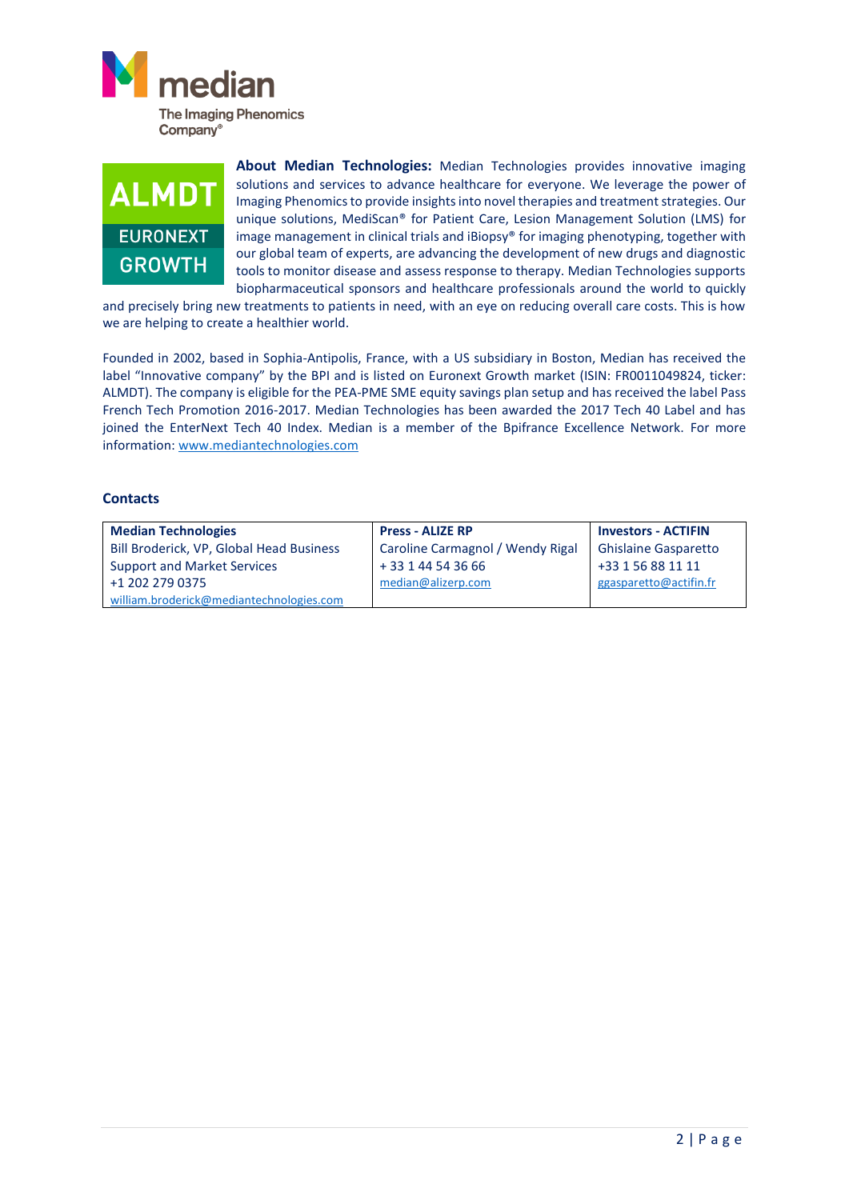**About Median Technologies:** Median Technologies provides innovative imaging solutions and services to advance healthcare for everyone. We leverage the power of Imaging Phenomics to provide insights into novel therapies and treatment strategies. Our unique solutions, MediScan® for Patient Care, Lesion Management Solution (LMS) for image management in clinical trials and iBiopsy® for imaging phenotyping, together with our global team of experts, are advancing the development of new drugs and diagnostic tools to monitor disease and assess response to therapy. Median Technologies supports biopharmaceutical sponsors and healthcare professionals around the world to quickly and precisely bring new treatments to patients in need, with an eye on reducing overall care costs. This is how we are helping to create a healthier world.

Founded in 2002, based in Sophia-Antipolis, France, with a US subsidiary in Boston, Median has received the label "Innovative company" by the BPI and is listed on Euronext Growth market (ISIN: FR0011049824, ticker: ALMDT). The company is eligible for the PEA-PME SME equity savings plan setup and has received the label Pass French Tech Promotion 2016-2017. Median Technologies has been awarded the 2017 Tech 40 Label and has joined the EnterNext Tech 40 Index. Median is a member of the Bpifrance Excellence Network. For more information: www.mediantechnologies.com

### Contacts

| Median Technologies | Press - ALIZE RP | Investors - ACTIFIN |
|---|---|---|
| Bill Broderick, VP, Global Head Business Support and Market Services<br>+1 202 279 0375<br>william.broderick@mediantechnologies.com | Caroline Carmagnol / Wendy Rigal<br>+ 33 1 44 54 36 66<br>median@alizerp.com | Ghislaine Gasparetto<br>+33 1 56 88 11 11<br>ggasparetto@actifin.fr |